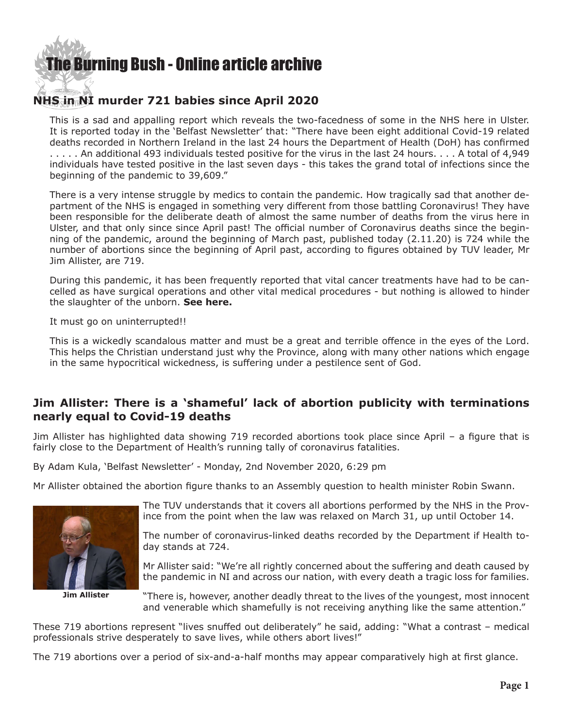# The Burning Bush - Online article archive

## NHS in NI murder 721 babies since April 2020

This is a sad and appalling report which reveals the two-facedness of some in the NHS here in Ulster. It is reported today in the 'Belfast Newsletter' that: "There have been eight additional Covid-19 related deaths recorded in Northern Ireland in the last 24 hours the Department of Health (DoH) has confirmed . . . . . An additional 493 individuals tested positive for the virus in the last 24 hours. . . . A total of 4,949 individuals have tested positive in the last seven days - this takes the grand total of infections since the beginning of the pandemic to 39,609."

There is a very intense struggle by medics to contain the pandemic. How tragically sad that another department of the NHS is engaged in something very different from those battling Coronavirus! They have been responsible for the deliberate death of almost the same number of deaths from the virus here in Ulster, and that only since since April past! The official number of Coronavirus deaths since the beginning of the pandemic, around the beginning of March past, published today (2.11.20) is 724 while the number of abortions since the beginning of April past, according to figures obtained by TUV leader, Mr Jim Allister, are 719.

During this pandemic, it has been frequently reported that vital cancer treatments have had to be cancelled as have surgical operations and other vital medical procedures - but nothing is allowed to hinder the slaughter of the unborn. **See here.**

It must go on uninterrupted!!

This is a wickedly scandalous matter and must be a great and terrible offence in the eyes of the Lord. This helps the Christian understand just why the Province, along with many other nations which engage in the same hypocritical wickedness, is suffering under a pestilence sent of God.

## Jim Allister: There is a 'shameful' lack of abortion publicity with terminations nearly equal to Covid-19 deaths

Jim Allister has highlighted data showing 719 recorded abortions took place since April – a figure that is fairly close to the Department of Health's running tally of coronavirus fatalities.

By Adam Kula, 'Belfast Newsletter' - Monday, 2nd November 2020, 6:29 pm

Mr Allister obtained the abortion figure thanks to an Assembly question to health minister Robin Swann.

**Jim Allister**

The TUV understands that it covers all abortions performed by the NHS in the Province from the point when the law was relaxed on March 31, up until October 14.

The number of coronavirus-linked deaths recorded by the Department if Health today stands at 724.

Mr Allister said: "We're all rightly concerned about the suffering and death caused by the pandemic in NI and across our nation, with every death a tragic loss for families.

"There is, however, another deadly threat to the lives of the youngest, most innocent and venerable which shamefully is not receiving anything like the same attention."

These 719 abortions represent "lives snuffed out deliberately" he said, adding: "What a contrast – medical professionals strive desperately to save lives, while others abort lives!"

The 719 abortions over a period of six-and-a-half months may appear comparatively high at first glance.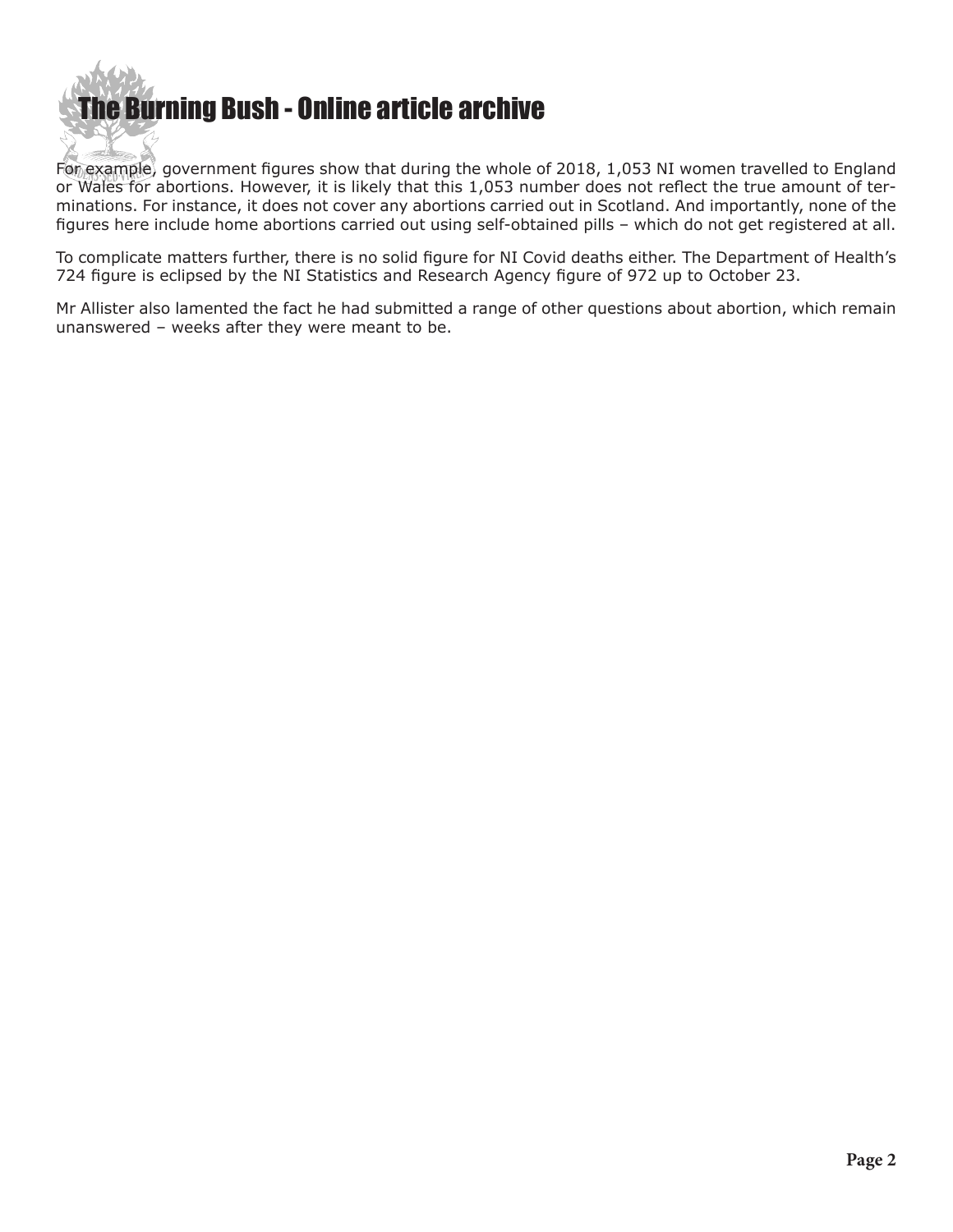For example, government figures show that during the whole of 2018, 1,053 NI women travelled to England or Wales for abortions. However, it is likely that this 1,053 number does not reflect the true amount of terminations. For instance, it does not cover any abortions carried out in Scotland. And importantly, none of the figures here include home abortions carried out using self-obtained pills – which do not get registered at all.

To complicate matters further, there is no solid figure for NI Covid deaths either. The Department of Health's 724 figure is eclipsed by the NI Statistics and Research Agency figure of 972 up to October 23.

Mr Allister also lamented the fact he had submitted a range of other questions about abortion, which remain unanswered – weeks after they were meant to be.